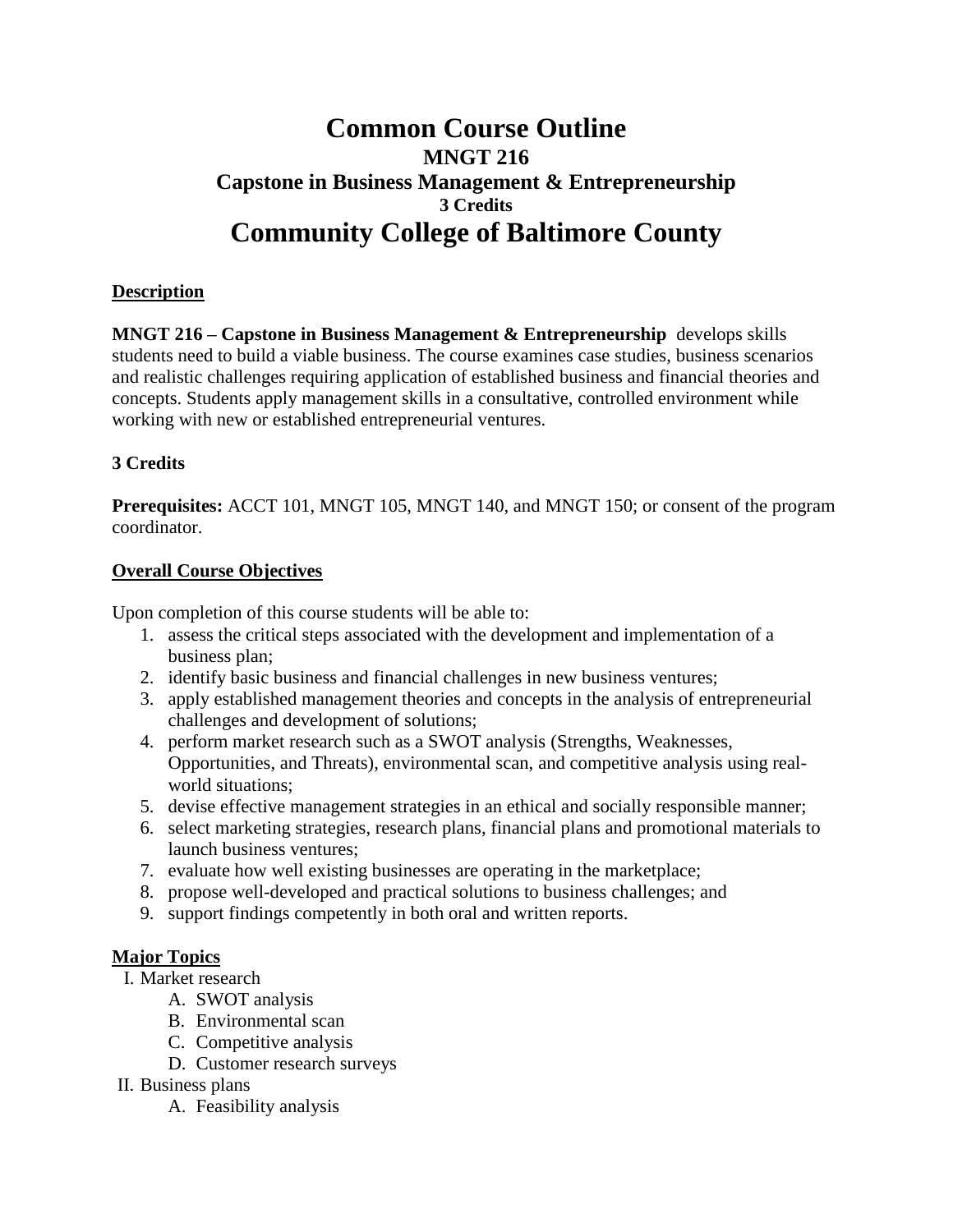# Common Course Outline
## MNGT 216
## Capstone in Business Management & Entrepreneurship
### 3 Credits
# Community College of Baltimore County

**Description**

**MNGT 216 – Capstone in Business Management & Entrepreneurship** develops skills students need to build a viable business. The course examines case studies, business scenarios and realistic challenges requiring application of established business and financial theories and concepts. Students apply management skills in a consultative, controlled environment while working with new or established entrepreneurial ventures.

**3 Credits**

**Prerequisites:** ACCT 101, MNGT 105, MNGT 140, and MNGT 150; or consent of the program coordinator.

**Overall Course Objectives**

Upon completion of this course students will be able to:

1. assess the critical steps associated with the development and implementation of a business plan;
2. identify basic business and financial challenges in new business ventures;
3. apply established management theories and concepts in the analysis of entrepreneurial challenges and development of solutions;
4. perform market research such as a SWOT analysis (Strengths, Weaknesses, Opportunities, and Threats), environmental scan, and competitive analysis using real-world situations;
5. devise effective management strategies in an ethical and socially responsible manner;
6. select marketing strategies, research plans, financial plans and promotional materials to launch business ventures;
7. evaluate how well existing businesses are operating in the marketplace;
8. propose well-developed and practical solutions to business challenges; and
9. support findings competently in both oral and written reports.

**Major Topics**

- I. Market research
  - A. SWOT analysis
  - B. Environmental scan
  - C. Competitive analysis
  - D. Customer research surveys
- II. Business plans
  - A. Feasibility analysis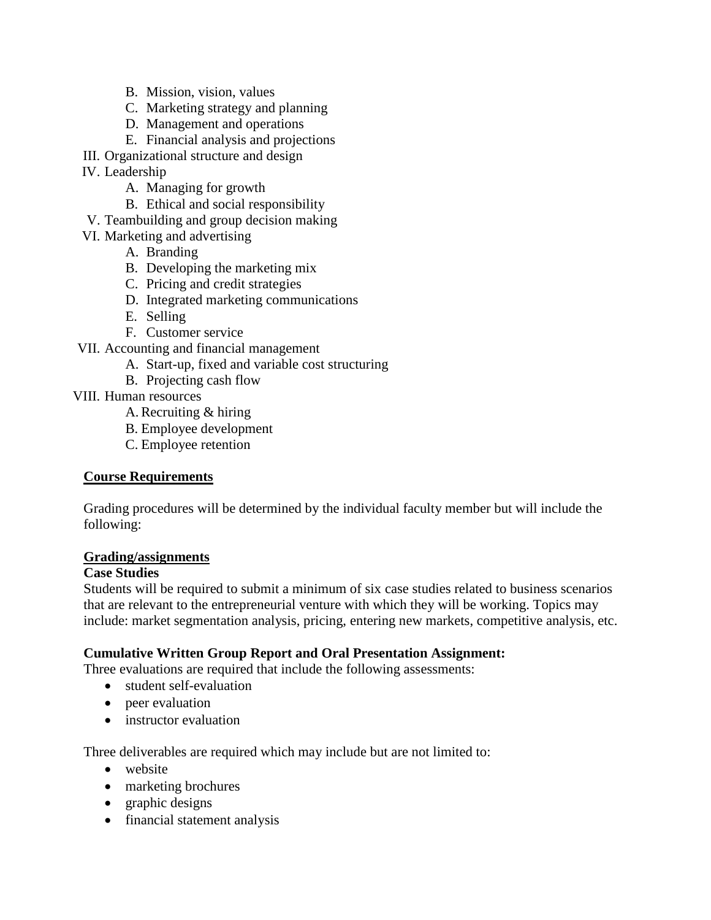- B. Mission, vision, values
   - C. Marketing strategy and planning
   - D. Management and operations
   - E. Financial analysis and projections

III. Organizational structure and design

IV. Leadership
   - A. Managing for growth
   - B. Ethical and social responsibility

V. Teambuilding and group decision making

VI. Marketing and advertising
   - A. Branding
   - B. Developing the marketing mix
   - C. Pricing and credit strategies
   - D. Integrated marketing communications
   - E. Selling
   - F. Customer service

VII. Accounting and financial management
   - A. Start-up, fixed and variable cost structuring
   - B. Projecting cash flow

VIII. Human resources
   - A. Recruiting & hiring
   - B. Employee development
   - C. Employee retention

## Course Requirements

Grading procedures will be determined by the individual faculty member but will include the following:

### Grading/assignments

**Case Studies**

Students will be required to submit a minimum of six case studies related to business scenarios that are relevant to the entrepreneurial venture with which they will be working. Topics may include: market segmentation analysis, pricing, entering new markets, competitive analysis, etc.

**Cumulative Written Group Report and Oral Presentation Assignment:**

Three evaluations are required that include the following assessments:

- student self-evaluation
- peer evaluation
- instructor evaluation

Three deliverables are required which may include but are not limited to:

- website
- marketing brochures
- graphic designs
- financial statement analysis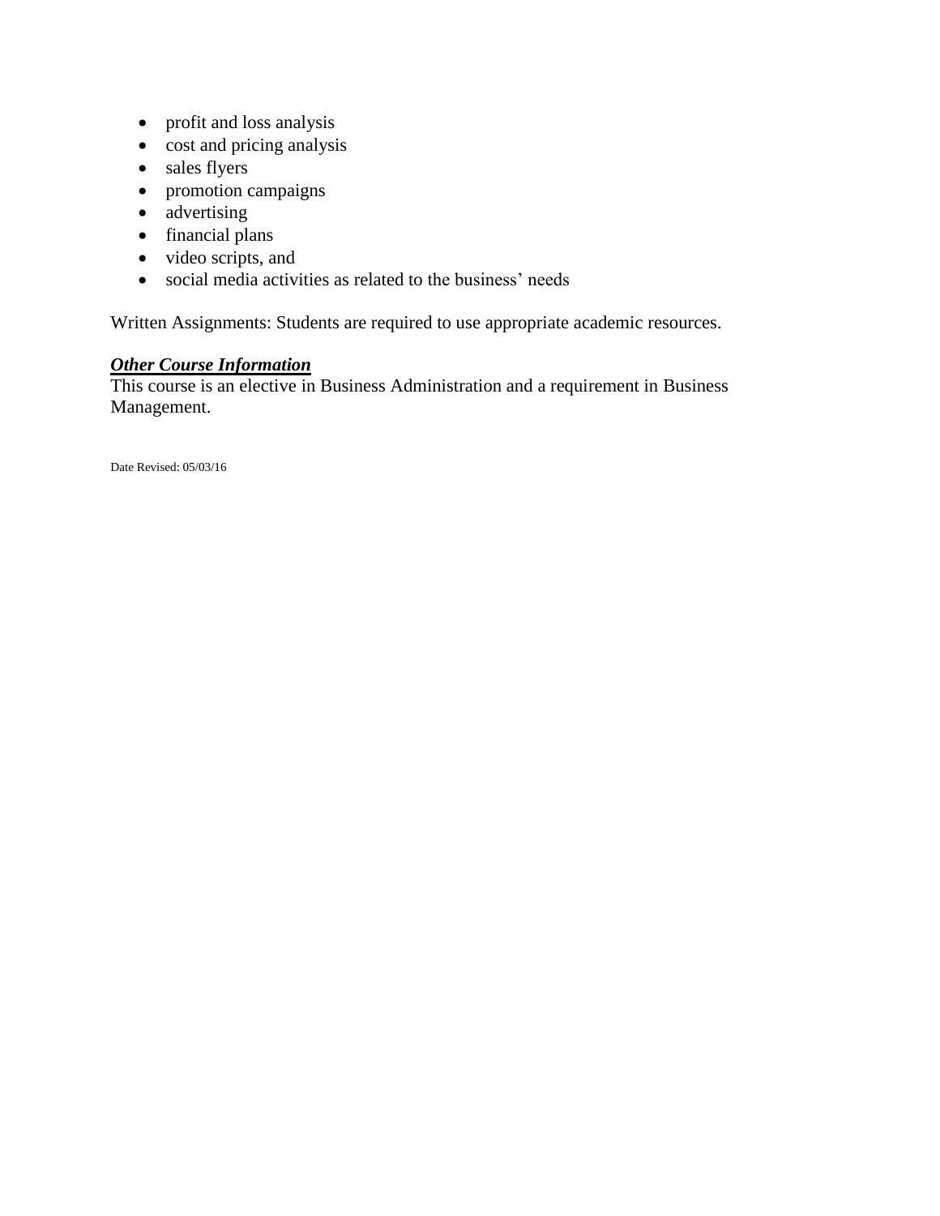- profit and loss analysis
- cost and pricing analysis
- sales flyers
- promotion campaigns
- advertising
- financial plans
- video scripts, and
- social media activities as related to the business' needs

Written Assignments: Students are required to use appropriate academic resources.

***Other Course Information***

This course is an elective in Business Administration and a requirement in Business Management.

Date Revised: 05/03/16